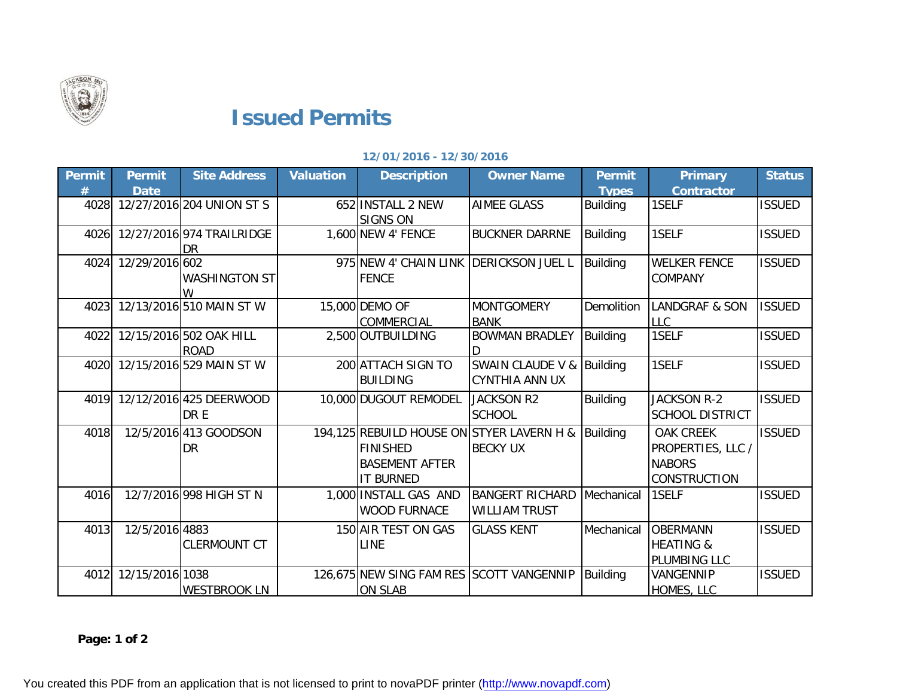# Issued Permits

**12/01/2016 - 12/30/2016**

| Permit # | Permit Date | Site Address | Valuation | Description | Owner Name | Permit Types | Primary Contractor | Status |
|---|---|---|---|---|---|---|---|---|
| 4028 | 12/27/2016 | 204 UNION ST S | 652 | INSTALL 2 NEW SIGNS ON | AIMEE GLASS | Building | 1SELF | ISSUED |
| 4026 | 12/27/2016 | 974 TRAILRIDGE DR | 1,600 | NEW 4' FENCE | BUCKNER DARRNE | Building | 1SELF | ISSUED |
| 4024 | 12/29/2016 | 602 WASHINGTON ST W | 975 | NEW 4' CHAIN LINK FENCE | DERICKSON JUEL L | Building | WELKER FENCE COMPANY | ISSUED |
| 4023 | 12/13/2016 | 510 MAIN ST W | 15,000 | DEMO OF COMMERCIAL | MONTGOMERY BANK | Demolition | LANDGRAF & SON LLC | ISSUED |
| 4022 | 12/15/2016 | 502 OAK HILL ROAD | 2,500 | OUTBUILDING | BOWMAN BRADLEY D | Building | 1SELF | ISSUED |
| 4020 | 12/15/2016 | 529 MAIN ST W | 200 | ATTACH SIGN TO BUILDING | SWAIN CLAUDE V & CYNTHIA ANN UX | Building | 1SELF | ISSUED |
| 4019 | 12/12/2016 | 425 DEERWOOD DR E | 10,000 | DUGOUT REMODEL | JACKSON R2 SCHOOL | Building | JACKSON R-2 SCHOOL DISTRICT | ISSUED |
| 4018 | 12/5/2016 | 413 GOODSON DR | 194,125 | REBUILD HOUSE ON FINISHED BASEMENT AFTER IT BURNED | STYER LAVERN H & BECKY UX | Building | OAK CREEK PROPERTIES, LLC / NABORS CONSTRUCTION | ISSUED |
| 4016 | 12/7/2016 | 998 HIGH ST N | 1,000 | INSTALL GAS AND WOOD FURNACE | BANGERT RICHARD WILLIAM TRUST | Mechanical | 1SELF | ISSUED |
| 4013 | 12/5/2016 | 4883 CLERMOUNT CT | 150 | AIR TEST ON GAS LINE | GLASS KENT | Mechanical | OBERMANN HEATING & PLUMBING LLC | ISSUED |
| 4012 | 12/15/2016 | 1038 WESTBROOK LN | 126,675 | NEW SING FAM RES ON SLAB | SCOTT VANGENNIP | Building | VANGENNIP HOMES, LLC | ISSUED |

You created this PDF from an application that is not licensed to print to novaPDF printer (http://www.novapdf.com)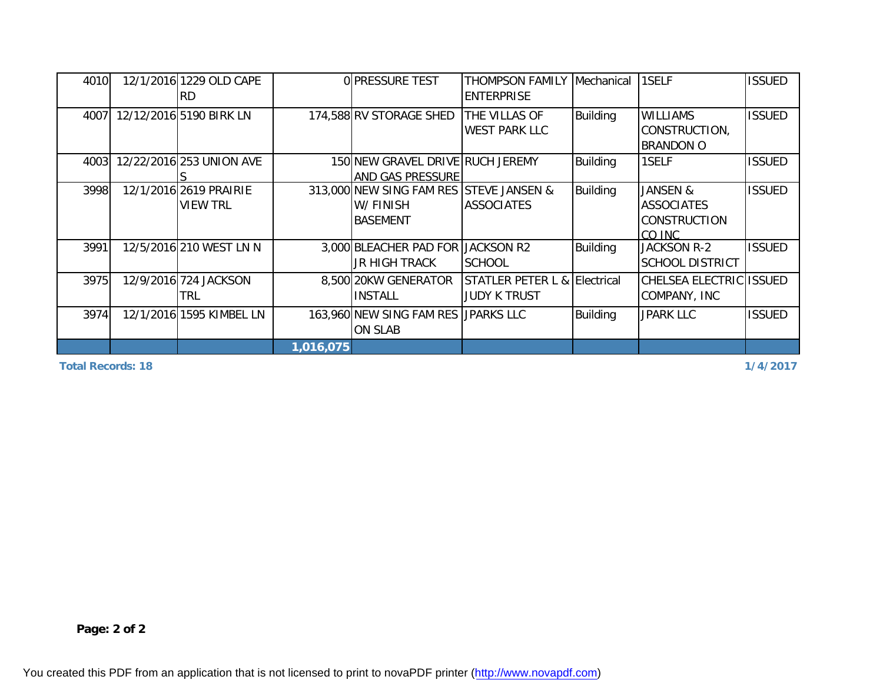| | | | | | | | | |
|---|---|---|---|---|---|---|---|---|
| 4010 | 12/1/2016 | 1229 OLD CAPE RD | 0 | PRESSURE TEST | THOMPSON FAMILY ENTERPRISE | Mechanical | 1SELF | ISSUED |
| 4007 | 12/12/2016 | 5190 BIRK LN | 174,588 | RV STORAGE SHED | THE VILLAS OF WEST PARK LLC | Building | WILLIAMS CONSTRUCTION, BRANDON O | ISSUED |
| 4003 | 12/22/2016 | 253 UNION AVE S | 150 | NEW GRAVEL DRIVE AND GAS PRESSURE | RUCH JEREMY | Building | 1SELF | ISSUED |
| 3998 | 12/1/2016 | 2619 PRAIRIE VIEW TRL | 313,000 | NEW SING FAM RES W/ FINISH BASEMENT | STEVE JANSEN & ASSOCIATES | Building | JANSEN & ASSOCIATES CONSTRUCTION CO INC | ISSUED |
| 3991 | 12/5/2016 | 210 WEST LN N | 3,000 | BLEACHER PAD FOR JR HIGH TRACK | JACKSON R2 SCHOOL | Building | JACKSON R-2 SCHOOL DISTRICT | ISSUED |
| 3975 | 12/9/2016 | 724 JACKSON TRL | 8,500 | 20KW GENERATOR INSTALL | STATLER PETER L & JUDY K TRUST | Electrical | CHELSEA ELECTRIC COMPANY, INC | ISSUED |
| 3974 | 12/1/2016 | 1595 KIMBEL LN | 163,960 | NEW SING FAM RES ON SLAB | JPARKS LLC | Building | JPARK LLC | ISSUED |
| | | | **1,016,075** | | | | | |

**Total Records: 18**

**1/4/2017**

You created this PDF from an application that is not licensed to print to novaPDF printer (http://www.novapdf.com)